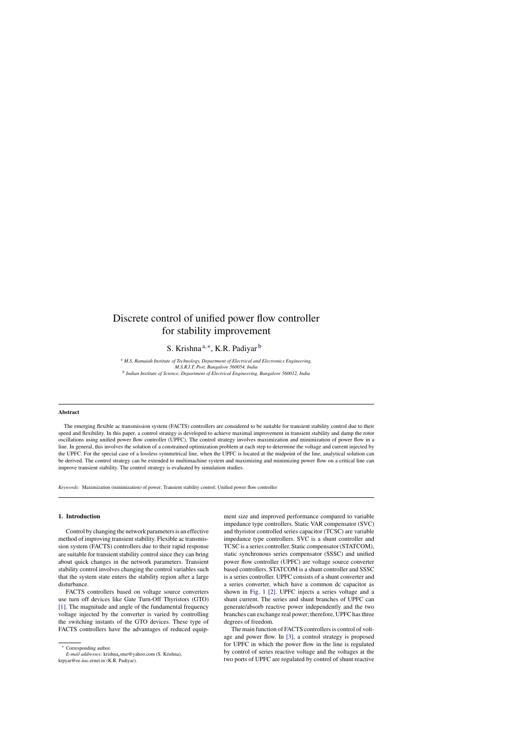# Discrete control of unified power flow controller for stability improvement

S. Krishna [a,*], K.R. Padiyar [b]

[a] *M.S. Ramaiah Institute of Technology, Department of Electrical and Electronics Engineering, M.S.R.I.T. Post, Bangalore 560054, India*

[b] *Indian Institute of Science, Department of Electrical Engineering, Bangalore 560012, India*

## Abstract

The emerging flexible ac transmission system (FACTS) controllers are considered to be suitable for transient stability control due to their speed and flexibility. In this paper, a control strategy is developed to achieve maximal improvement in transient stability and damp the rotor oscillations using unified power flow controller (UPFC). The control strategy involves maximization and minimization of power flow in a line. In general, this involves the solution of a constrained optimization problem at each step to determine the voltage and current injected by the UPFC. For the special case of a lossless symmetrical line, when the UPFC is located at the midpoint of the line, analytical solution can be derived. The control strategy can be extended to multimachine system and maximizing and minimizing power flow on a critical line can improve transient stability. The control strategy is evaluated by simulation studies.

*Keywords:* Maximization (minimization) of power; Transient stability control; Unified power flow controller

## 1. Introduction

Control by changing the network parameters is an effective method of improving transient stability. Flexible ac transmission system (FACTS) controllers due to their rapid response are suitable for transient stability control since they can bring about quick changes in the network parameters. Transient stability control involves changing the control variables such that the system state enters the stability region after a large disturbance.

FACTS controllers based on voltage source converters use turn off devices like Gate Turn-Off Thyristors (GTO) [1]. The magnitude and angle of the fundamental frequency voltage injected by the converter is varied by controlling the switching instants of the GTO devices. These type of FACTS controllers have the advantages of reduced equipment size and improved performance compared to variable impedance type controllers. Static VAR compensator (SVC) and thyristor controlled series capacitor (TCSC) are variable impedance type controllers. SVC is a shunt controller and TCSC is a series controller. Static compensator (STATCOM), static synchronous series compensator (SSSC) and unified power flow controller (UPFC) are voltage source converter based controllers. STATCOM is a shunt controller and SSSC is a series controller. UPFC consists of a shunt converter and a series converter, which have a common dc capacitor as shown in Fig. 1 [2]. UPFC injects a series voltage and a shunt current. The series and shunt branches of UPFC can generate/absorb reactive power independently and the two branches can exchange real power; therefore, UPFC has three degrees of freedom.

The main function of FACTS controllers is control of voltage and power flow. In [3], a control strategy is proposed for UPFC in which the power flow in the line is regulated by control of series reactive voltage and the voltages at the two ports of UPFC are regulated by control of shunt reactive

* Corresponding author.
*E-mail addresses:* krishna_sme@yahoo.com (S. Krishna), krpyar@ee.iisc.ernet.in (K.R. Padiyar).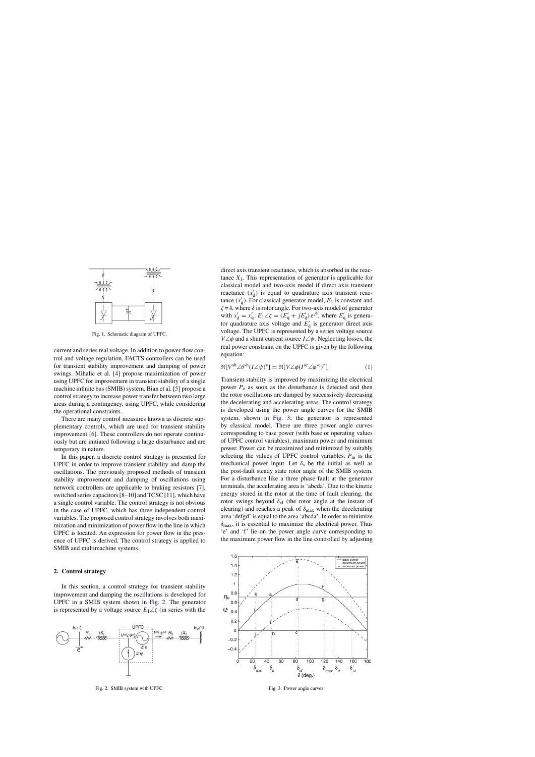Fig. 1. Schematic diagram of UPFC.

current and series real voltage. In addition to power flow control and voltage regulation, FACTS controllers can be used for transient stability improvement and damping of power swings. Mihalic et al. [4] propose maximization of power using UPFC for improvement in transient stability of a single machine infinite bus (SMIB) system. Bian et al. [5] propose a control strategy to increase power transfer between two large areas during a contingency, using UPFC, while considering the operational constraints.

There are many control measures known as discrete supplementary controls, which are used for transient stability improvement [6]. These controllers do not operate continuously but are initiated following a large disturbance and are temporary in nature.

In this paper, a discrete control strategy is presented for UPFC in order to improve transient stability and damp the oscillations. The previously proposed methods of transient stability improvement and damping of oscillations using network controllers are applicable to braking resistors [7], switched series capacitors [8–10] and TCSC [11], which have a single control variable. The control strategy is not obvious in the case of UPFC, which has three independent control variables. The proposed control strategy involves both maximization and minimization of power flow in the line in which UPFC is located. An expression for power flow in the presence of UPFC is derived. The control strategy is applied to SMIB and multimachine systems.

## 2. Control strategy

In this section, a control strategy for transient stability improvement and damping the oscillations is developed for UPFC in a SMIB system shown in Fig. 2. The generator is represented by a voltage source $E_1\angle\zeta$ (in series with the direct axis transient reactance, which is absorbed in the reactance $X_1$. This representation of generator is applicable for classical model and two-axis model if direct axis transient reactance ($x'_d$) is equal to quadrature axis transient reactance ($x'_q$). For classical generator model, $E_1$ is constant and $\zeta = \delta$, where $\delta$ is rotor angle. For two-axis model of generator with $x'_d = x'_q$, $E_1\angle\zeta = (E'_q + jE'_d)\,e^{j\delta}$, where $E'_q$ is generator quadrature axis voltage and $E'_d$ is generator direct axis voltage. The UPFC is represented by a series voltage source $V\angle\phi$ and a shunt current source $I\angle\psi$. Neglecting losses, the real power constraint on the UPFC is given by the following equation:

$$\Re[V^{\rm sh}\angle\theta^{\rm sh}(I\angle\psi)^{*}] = \Re[V\angle\phi(I^{\rm se}\angle\phi^{\rm se})^{*}] \tag{1}$$

Transient stability is improved by maximizing the electrical power $P_e$ as soon as the disturbance is detected and then the rotor oscillations are damped by successively decreasing the decelerating and accelerating areas. The control strategy is developed using the power angle curves for the SMIB system, shown in Fig. 3; the generator is represented by classical model. There are three power angle curves corresponding to base power (with base or operating values of UPFC control variables), maximum power and minimum power. Power can be maximized and minimized by suitably selecting the values of UPFC control variables. $P_m$ is the mechanical power input. Let $\delta_s$ be the initial as well as the post-fault steady state rotor angle of the SMIB system. For a disturbance like a three phase fault at the generator terminals, the accelerating area is 'abcda'. Due to the kinetic energy stored in the rotor at the time of fault clearing, the rotor swings beyond $\delta_{cl}$ (the rotor angle at the instant of clearing) and reaches a peak of $\delta_{max}$ when the decelerating area 'defgd' is equal to the area 'abcda'. In order to minimize $\delta_{max}$, it is essential to maximize the electrical power. Thus 'e' and 'f' lie on the power angle curve corresponding to the maximum power flow in the line controlled by adjusting

Fig. 2. SMIB system with UPFC.

Fig. 3. Power angle curves.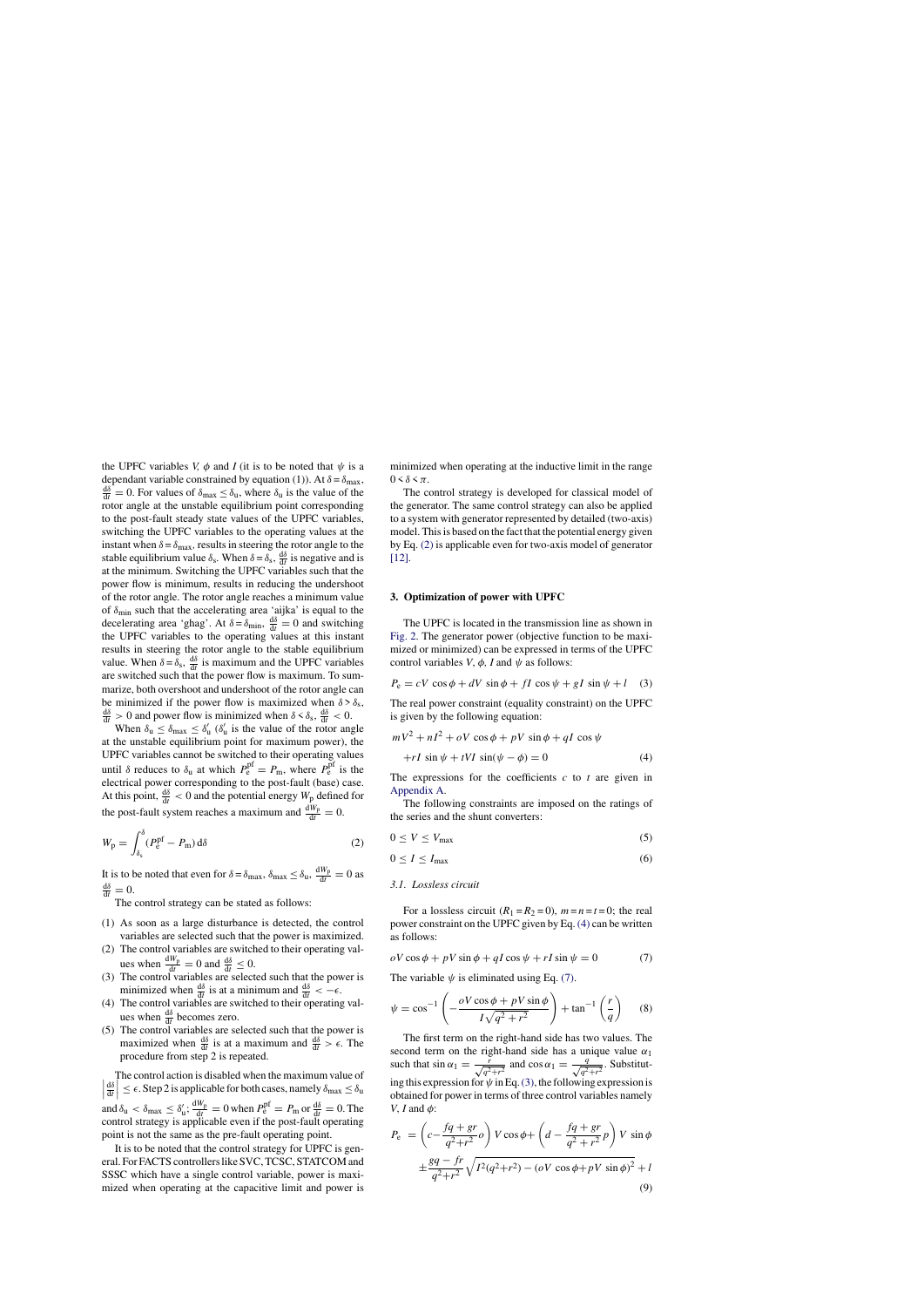the UPFC variables $V$, $\phi$ and $I$ (it is to be noted that $\psi$ is a dependant variable constrained by equation (1)). At $\delta = \delta_{\max}$, $\frac{d\delta}{dt} = 0$. For values of $\delta_{\max} \leq \delta_u$, where $\delta_u$ is the value of the rotor angle at the unstable equilibrium point corresponding to the post-fault steady state values of the UPFC variables, switching the UPFC variables to the operating values at the instant when $\delta = \delta_{\max}$, results in steering the rotor angle to the stable equilibrium value $\delta_s$. When $\delta = \delta_s$, $\frac{d\delta}{dt}$ is negative and is at the minimum. Switching the UPFC variables such that the power flow is minimum, results in reducing the undershoot of the rotor angle. The rotor angle reaches a minimum value of $\delta_{\min}$ such that the accelerating area 'aijka' is equal to the decelerating area 'ghag'. At $\delta = \delta_{\min}$, $\frac{d\delta}{dt} = 0$ and switching the UPFC variables to the operating values at this instant results in steering the rotor angle to the stable equilibrium value. When $\delta = \delta_s$, $\frac{d\delta}{dt}$ is maximum and the UPFC variables are switched such that the power flow is maximum. To summarize, both overshoot and undershoot of the rotor angle can be minimized if the power flow is maximized when $\delta > \delta_s$, $\frac{d\delta}{dt} > 0$ and power flow is minimized when $\delta < \delta_s$, $\frac{d\delta}{dt} < 0$.

When $\delta_u \leq \delta_{\max} \leq \delta_u'$ ($\delta_u'$ is the value of the rotor angle at the unstable equilibrium point for maximum power), the UPFC variables cannot be switched to their operating values until $\delta$ reduces to $\delta_u$ at which $P_e^{pf} = P_m$, where $P_e^{pf}$ is the electrical power corresponding to the post-fault (base) case. At this point, $\frac{d\delta}{dt} < 0$ and the potential energy $W_p$ defined for the post-fault system reaches a maximum and $\frac{dW_p}{dt} = 0$.

$$W_p = \int_{\delta_s}^{\delta} (P_e^{pf} - P_m)\, d\delta \tag{2}$$

It is to be noted that even for $\delta = \delta_{\max}$, $\delta_{\max} \leq \delta_u$, $\frac{dW_p}{dt} = 0$ as $\frac{d\delta}{dt} = 0$.

The control strategy can be stated as follows:

1. As soon as a large disturbance is detected, the control variables are selected such that the power is maximized.
2. The control variables are switched to their operating values when $\frac{dW_p}{dt} = 0$ and $\frac{d\delta}{dt} \leq 0$.
3. The control variables are selected such that the power is minimized when $\frac{d\delta}{dt}$ is at a minimum and $\frac{d\delta}{dt} < -\epsilon$.
4. The control variables are switched to their operating values when $\frac{d\delta}{dt}$ becomes zero.
5. The control variables are selected such that the power is maximized when $\frac{d\delta}{dt}$ is at a maximum and $\frac{d\delta}{dt} > \epsilon$. The procedure from step 2 is repeated.

The control action is disabled when the maximum value of $\left|\frac{d\delta}{dt}\right| \leq \epsilon$. Step 2 is applicable for both cases, namely $\delta_{\max} \leq \delta_u$ and $\delta_u < \delta_{\max} \leq \delta_u'$; $\frac{dW_p}{dt} = 0$ when $P_e^{pf} = P_m$ or $\frac{d\delta}{dt} = 0$. The control strategy is applicable even if the post-fault operating point is not the same as the pre-fault operating point.

It is to be noted that the control strategy for UPFC is general. For FACTS controllers like SVC, TCSC, STATCOM and SSSC which have a single control variable, power is maximized when operating at the capacitive limit and power is minimized when operating at the inductive limit in the range $0 < \delta < \pi$.

The control strategy is developed for classical model of the generator. The same control strategy can also be applied to a system with generator represented by detailed (two-axis) model. This is based on the fact that the potential energy given by Eq. (2) is applicable even for two-axis model of generator [12].

## 3. Optimization of power with UPFC

The UPFC is located in the transmission line as shown in Fig. 2. The generator power (objective function to be maximized or minimized) can be expressed in terms of the UPFC control variables $V$, $\phi$, $I$ and $\psi$ as follows:

$$P_e = cV\cos\phi + dV\sin\phi + fI\cos\psi + gI\sin\psi + l \tag{3}$$

The real power constraint (equality constraint) on the UPFC is given by the following equation:

$$mV^2 + nI^2 + oV\cos\phi + pV\sin\phi + qI\cos\psi + rI\sin\psi + tVI\sin(\psi - \phi) = 0 \tag{4}$$

The expressions for the coefficients $c$ to $t$ are given in Appendix A.

The following constraints are imposed on the ratings of the series and the shunt converters:

$$0 \leq V \leq V_{\max} \tag{5}$$

$$0 \leq I \leq I_{\max} \tag{6}$$

### 3.1. Lossless circuit

For a lossless circuit ($R_1 = R_2 = 0$), $m = n = t = 0$; the real power constraint on the UPFC given by Eq. (4) can be written as follows:

$$oV\cos\phi + pV\sin\phi + qI\cos\psi + rI\sin\psi = 0 \tag{7}$$

The variable $\psi$ is eliminated using Eq. (7).

$$\psi = \cos^{-1}\left(-\frac{oV\cos\phi + pV\sin\phi}{I\sqrt{q^2+r^2}}\right) + \tan^{-1}\left(\frac{r}{q}\right) \tag{8}$$

The first term on the right-hand side has two values. The second term on the right-hand side has a unique value $\alpha_1$ such that $\sin\alpha_1 = \frac{r}{\sqrt{q^2+r^2}}$ and $\cos\alpha_1 = \frac{q}{\sqrt{q^2+r^2}}$. Substituting this expression for $\psi$ in Eq. (3), the following expression is obtained for power in terms of three control variables namely $V$, $I$ and $\phi$:

$$P_e = \left(c - \frac{fq+gr}{q^2+r^2}o\right)V\cos\phi + \left(d - \frac{fq+gr}{q^2+r^2}p\right)V\sin\phi \pm \frac{gq-fr}{q^2+r^2}\sqrt{I^2(q^2+r^2) - (oV\cos\phi + pV\sin\phi)^2} + l \tag{9}$$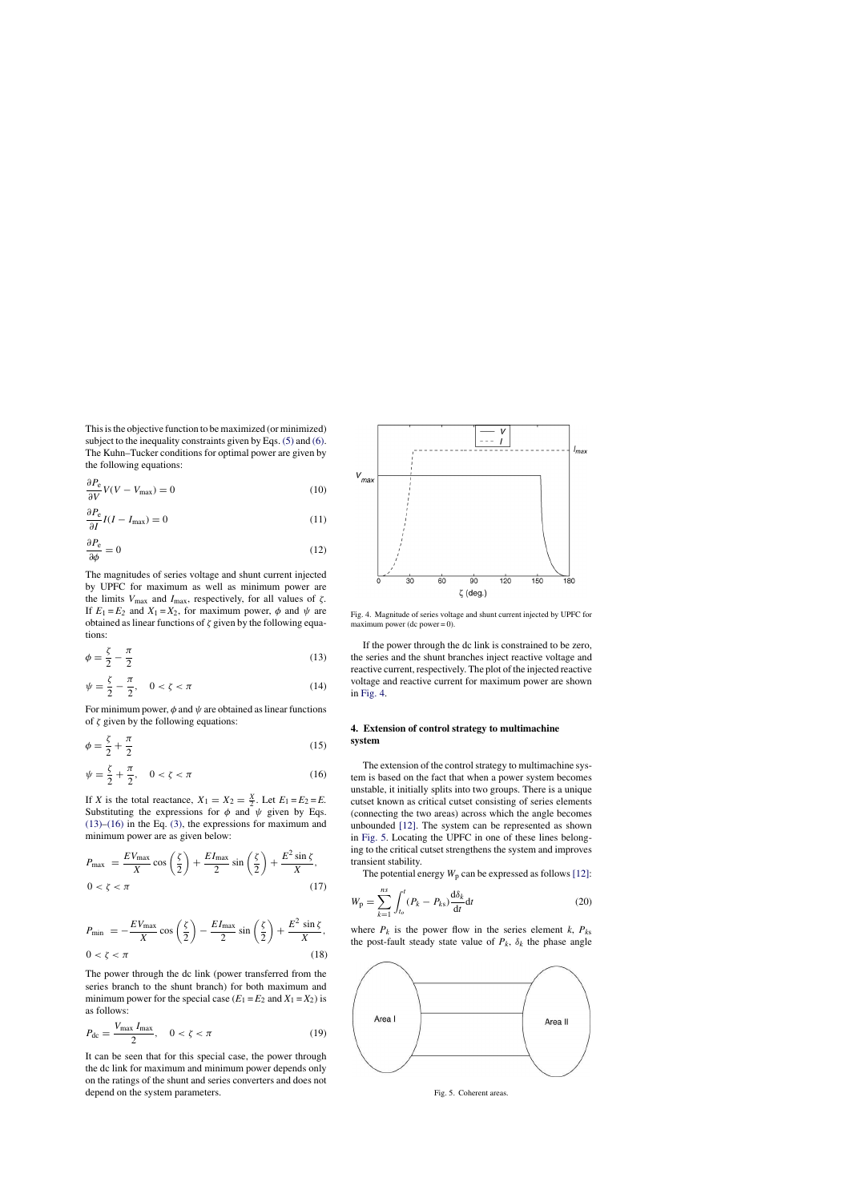This is the objective function to be maximized (or minimized) subject to the inequality constraints given by Eqs. (5) and (6). The Kuhn–Tucker conditions for optimal power are given by the following equations:

$$\frac{\partial P_e}{\partial V} V(V - V_{max}) = 0 \tag{10}$$

$$\frac{\partial P_e}{\partial I} I(I - I_{max}) = 0 \tag{11}$$

$$\frac{\partial P_e}{\partial \phi} = 0 \tag{12}$$

The magnitudes of series voltage and shunt current injected by UPFC for maximum as well as minimum power are the limits $V_{max}$ and $I_{max}$, respectively, for all values of $\zeta$. If $E_1 = E_2$ and $X_1 = X_2$, for maximum power, $\phi$ and $\psi$ are obtained as linear functions of $\zeta$ given by the following equations:

$$\phi = \frac{\zeta}{2} - \frac{\pi}{2} \tag{13}$$

$$\psi = \frac{\zeta}{2} - \frac{\pi}{2}, \quad 0 < \zeta < \pi \tag{14}$$

For minimum power, $\phi$ and $\psi$ are obtained as linear functions of $\zeta$ given by the following equations:

$$\phi = \frac{\zeta}{2} + \frac{\pi}{2} \tag{15}$$

$$\psi = \frac{\zeta}{2} + \frac{\pi}{2}, \quad 0 < \zeta < \pi \tag{16}$$

If $X$ is the total reactance, $X_1 = X_2 = \frac{X}{2}$. Let $E_1 = E_2 = E$. Substituting the expressions for $\phi$ and $\psi$ given by Eqs. (13)–(16) in the Eq. (3), the expressions for maximum and minimum power are as given below:

$$P_{max} = \frac{EV_{max}}{X} \cos\left(\frac{\zeta}{2}\right) + \frac{EI_{max}}{2} \sin\left(\frac{\zeta}{2}\right) + \frac{E^2 \sin \zeta}{X}, \quad 0 < \zeta < \pi \tag{17}$$

$$P_{min} = -\frac{EV_{max}}{X} \cos\left(\frac{\zeta}{2}\right) - \frac{EI_{max}}{2} \sin\left(\frac{\zeta}{2}\right) + \frac{E^2 \sin \zeta}{X}, \quad 0 < \zeta < \pi \tag{18}$$

The power through the dc link (power transferred from the series branch to the shunt branch) for both maximum and minimum power for the special case ($E_1 = E_2$ and $X_1 = X_2$) is as follows:

$$P_{dc} = \frac{V_{max} I_{max}}{2}, \quad 0 < \zeta < \pi \tag{19}$$

It can be seen that for this special case, the power through the dc link for maximum and minimum power depends only on the ratings of the shunt and series converters and does not depend on the system parameters.

Fig. 4. Magnitude of series voltage and shunt current injected by UPFC for maximum power (dc power = 0).

If the power through the dc link is constrained to be zero, the series and the shunt branches inject reactive voltage and reactive current, respectively. The plot of the injected reactive voltage and reactive current for maximum power are shown in Fig. 4.

## 4. Extension of control strategy to multimachine system

The extension of the control strategy to multimachine system is based on the fact that when a power system becomes unstable, it initially splits into two groups. There is a unique cutset known as critical cutset consisting of series elements (connecting the two areas) across which the angle becomes unbounded [12]. The system can be represented as shown in Fig. 5. Locating the UPFC in one of these lines belonging to the critical cutset strengthens the system and improves transient stability.

The potential energy $W_p$ can be expressed as follows [12]:

$$W_p = \sum_{k=1}^{ns} \int_{t_o}^{t} (P_k - P_{ks}) \frac{d\delta_k}{dt} dt \tag{20}$$

where $P_k$ is the power flow in the series element $k$, $P_{ks}$ the post-fault steady state value of $P_k$, $\delta_k$ the phase angle

Fig. 5. Coherent areas.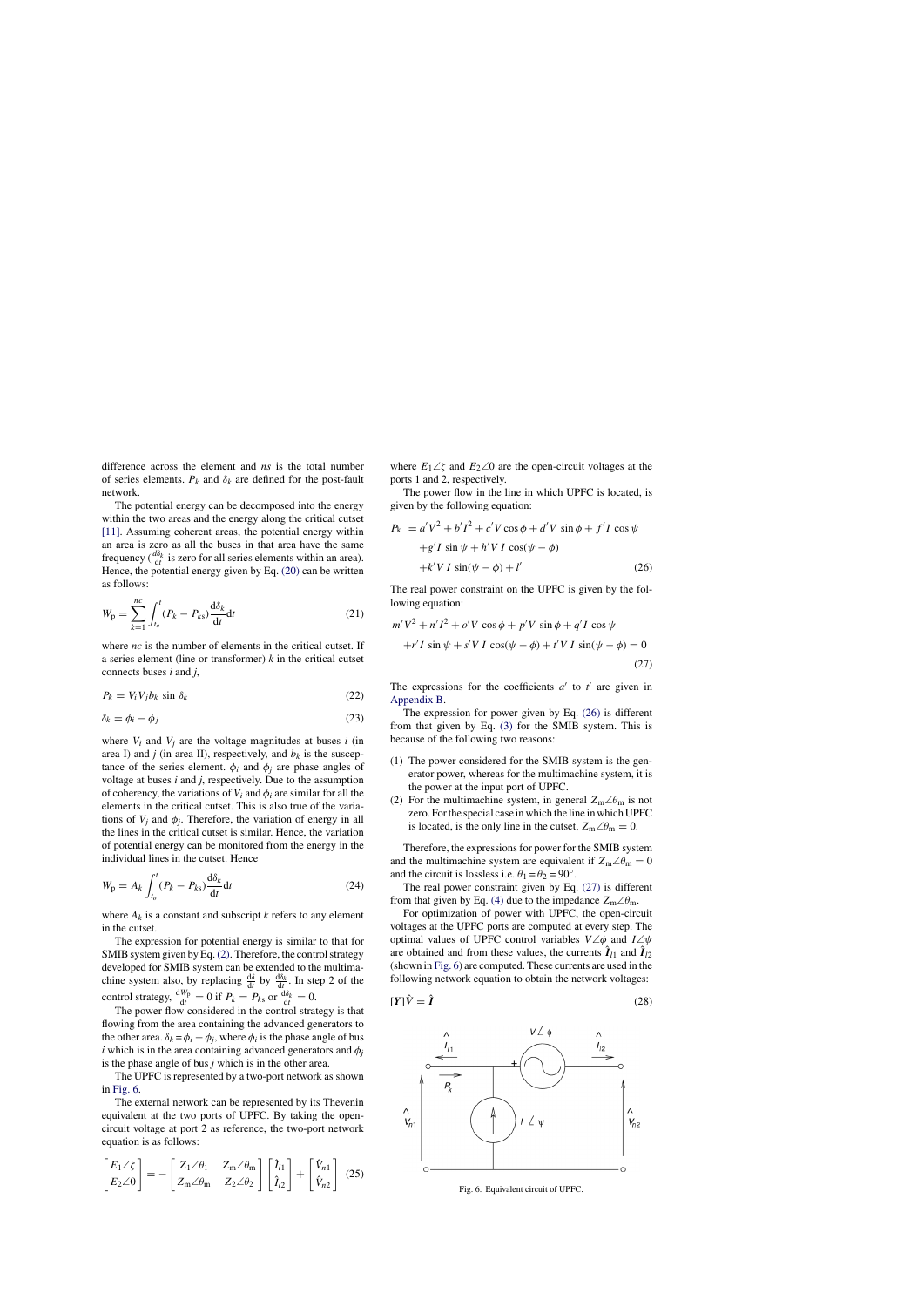difference across the element and $ns$ is the total number of series elements. $P_k$ and $\delta_k$ are defined for the post-fault network.

The potential energy can be decomposed into the energy within the two areas and the energy along the critical cutset [11]. Assuming coherent areas, the potential energy within an area is zero as all the buses in that area have the same frequency ($\frac{d\delta_k}{dt}$ is zero for all series elements within an area). Hence, the potential energy given by Eq. (20) can be written as follows:

$$W_p = \sum_{k=1}^{nc} \int_{t_o}^{t} (P_k - P_{ks}) \frac{d\delta_k}{dt} dt \tag{21}$$

where $nc$ is the number of elements in the critical cutset. If a series element (line or transformer) $k$ in the critical cutset connects buses $i$ and $j$,

$$P_k = V_i V_j b_k \sin \delta_k \tag{22}$$

$$\delta_k = \phi_i - \phi_j \tag{23}$$

where $V_i$ and $V_j$ are the voltage magnitudes at buses $i$ (in area I) and $j$ (in area II), respectively, and $b_k$ is the susceptance of the series element. $\phi_i$ and $\phi_j$ are phase angles of voltage at buses $i$ and $j$, respectively. Due to the assumption of coherency, the variations of $V_i$ and $\phi_i$ are similar for all the elements in the critical cutset. This is also true of the variations of $V_j$ and $\phi_j$. Therefore, the variation of energy in all the lines in the critical cutset is similar. Hence, the variation of potential energy can be monitored from the energy in the individual lines in the cutset. Hence

$$W_p = A_k \int_{t_o}^{t} (P_k - P_{ks}) \frac{d\delta_k}{dt} dt \tag{24}$$

where $A_k$ is a constant and subscript $k$ refers to any element in the cutset.

The expression for potential energy is similar to that for SMIB system given by Eq. (2). Therefore, the control strategy developed for SMIB system can be extended to the multimachine system also, by replacing $\frac{d\delta}{dt}$ by $\frac{d\delta_k}{dt}$. In step 2 of the control strategy, $\frac{dW_p}{dt} = 0$ if $P_k = P_{ks}$ or $\frac{d\delta_k}{dt} = 0$.

The power flow considered in the control strategy is that flowing from the area containing the advanced generators to the other area. $\delta_k = \phi_i - \phi_j$, where $\phi_i$ is the phase angle of bus $i$ which is in the area containing advanced generators and $\phi_j$ is the phase angle of bus $j$ which is in the other area.

The UPFC is represented by a two-port network as shown in Fig. 6.

The external network can be represented by its Thevenin equivalent at the two ports of UPFC. By taking the open-circuit voltage at port 2 as reference, the two-port network equation is as follows:

$$\begin{bmatrix} E_1\angle\zeta \\ E_2\angle 0 \end{bmatrix} = -\begin{bmatrix} Z_1\angle\theta_1 & Z_m\angle\theta_m \\ Z_m\angle\theta_m & Z_2\angle\theta_2 \end{bmatrix} \begin{bmatrix} \hat{I}_{l1} \\ \hat{I}_{l2} \end{bmatrix} + \begin{bmatrix} \hat{V}_{n1} \\ \hat{V}_{n2} \end{bmatrix} \tag{25}$$

where $E_1\angle\zeta$ and $E_2\angle 0$ are the open-circuit voltages at the ports 1 and 2, respectively.

The power flow in the line in which UPFC is located, is given by the following equation:

$$\begin{aligned} P_k = {} & a'V^2 + b'I^2 + c'V\cos\phi + d'V\sin\phi + f'I\cos\psi \\ & + g'I\sin\psi + h'VI\cos(\psi - \phi) \\ & + k'VI\sin(\psi - \phi) + l' \end{aligned} \tag{26}$$

The real power constraint on the UPFC is given by the following equation:

$$\begin{aligned} & m'V^2 + n'I^2 + o'V\cos\phi + p'V\sin\phi + q'I\cos\psi \\ & + r'I\sin\psi + s'VI\cos(\psi - \phi) + t'VI\sin(\psi - \phi) = 0 \end{aligned} \tag{27}$$

The expressions for the coefficients $a'$ to $t'$ are given in Appendix B.

The expression for power given by Eq. (26) is different from that given by Eq. (3) for the SMIB system. This is because of the following two reasons:

1. The power considered for the SMIB system is the generator power, whereas for the multimachine system, it is the power at the input port of UPFC.
2. For the multimachine system, in general $Z_m\angle\theta_m$ is not zero. For the special case in which the line in which UPFC is located, is the only line in the cutset, $Z_m\angle\theta_m = 0$.

Therefore, the expressions for power for the SMIB system and the multimachine system are equivalent if $Z_m\angle\theta_m = 0$ and the circuit is lossless i.e. $\theta_1 = \theta_2 = 90°$.

The real power constraint given by Eq. (27) is different from that given by Eq. (4) due to the impedance $Z_m\angle\theta_m$.

For optimization of power with UPFC, the open-circuit voltages at the UPFC ports are computed at every step. The optimal values of UPFC control variables $V\angle\phi$ and $I\angle\psi$ are obtained and from these values, the currents $\hat{\boldsymbol{I}}_{l1}$ and $\hat{\boldsymbol{I}}_{l2}$ (shown in Fig. 6) are computed. These currents are used in the following network equation to obtain the network voltages:

$$[\boldsymbol{Y}]\hat{\boldsymbol{V}} = \hat{\boldsymbol{I}} \tag{28}$$

Fig. 6. Equivalent circuit of UPFC.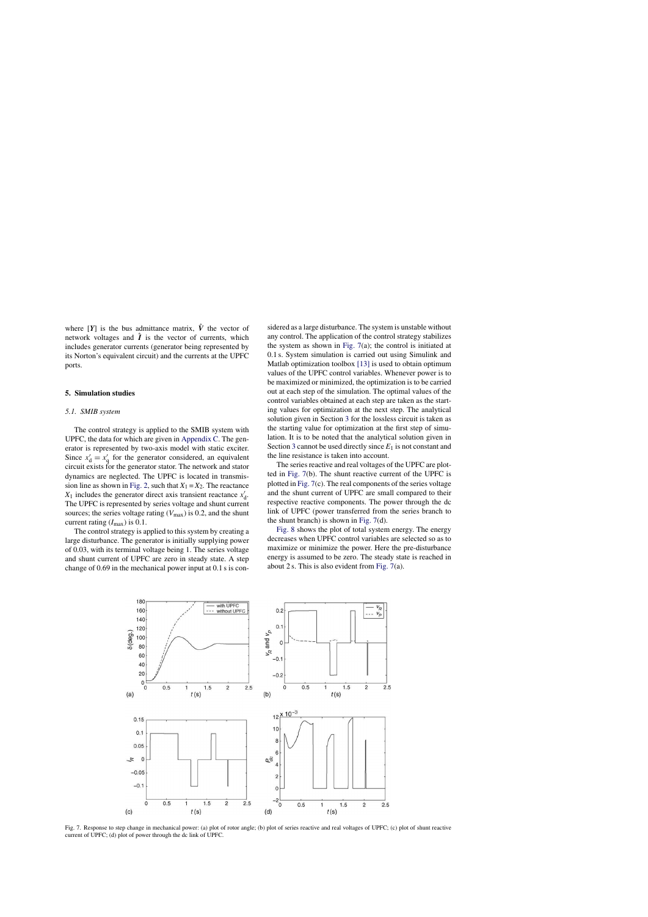where $[\boldsymbol{Y}]$ is the bus admittance matrix, $\hat{\boldsymbol{V}}$ the vector of network voltages and $\hat{\boldsymbol{I}}$ is the vector of currents, which includes generator currents (generator being represented by its Norton's equivalent circuit) and the currents at the UPFC ports.

## 5. Simulation studies

### 5.1. SMIB system

The control strategy is applied to the SMIB system with UPFC, the data for which are given in Appendix C. The generator is represented by two-axis model with static exciter. Since $x'_{\mathrm{d}} = x'_{\mathrm{q}}$ for the generator considered, an equivalent circuit exists for the generator stator. The network and stator dynamics are neglected. The UPFC is located in transmission line as shown in Fig. 2, such that $X_1 = X_2$. The reactance $X_1$ includes the generator direct axis transient reactance $x'_{\mathrm{d}}$. The UPFC is represented by series voltage and shunt current sources; the series voltage rating ($V_{\max}$) is 0.2, and the shunt current rating ($I_{\max}$) is 0.1.

The control strategy is applied to this system by creating a large disturbance. The generator is initially supplying power of 0.03, with its terminal voltage being 1. The series voltage and shunt current of UPFC are zero in steady state. A step change of 0.69 in the mechanical power input at 0.1 s is considered as a large disturbance. The system is unstable without any control. The application of the control strategy stabilizes the system as shown in Fig. 7(a); the control is initiated at 0.1 s. System simulation is carried out using Simulink and Matlab optimization toolbox [13] is used to obtain optimum values of the UPFC control variables. Whenever power is to be maximized or minimized, the optimization is to be carried out at each step of the simulation. The optimal values of the control variables obtained at each step are taken as the starting values for optimization at the next step. The analytical solution given in Section 3 for the lossless circuit is taken as the starting value for optimization at the first step of simulation. It is to be noted that the analytical solution given in Section 3 cannot be used directly since $E_1$ is not constant and the line resistance is taken into account.

The series reactive and real voltages of the UPFC are plotted in Fig. 7(b). The shunt reactive current of the UPFC is plotted in Fig. 7(c). The real components of the series voltage and the shunt current of UPFC are small compared to their respective reactive components. The power through the dc link of UPFC (power transferred from the series branch to the shunt branch) is shown in Fig. 7(d).

Fig. 8 shows the plot of total system energy. The energy decreases when UPFC control variables are selected so as to maximize or minimize the power. Here the pre-disturbance energy is assumed to be zero. The steady state is reached in about 2 s. This is also evident from Fig. 7(a).

Fig. 7. Response to step change in mechanical power: (a) plot of rotor angle; (b) plot of series reactive and real voltages of UPFC; (c) plot of shunt reactive current of UPFC; (d) plot of power through the dc link of UPFC.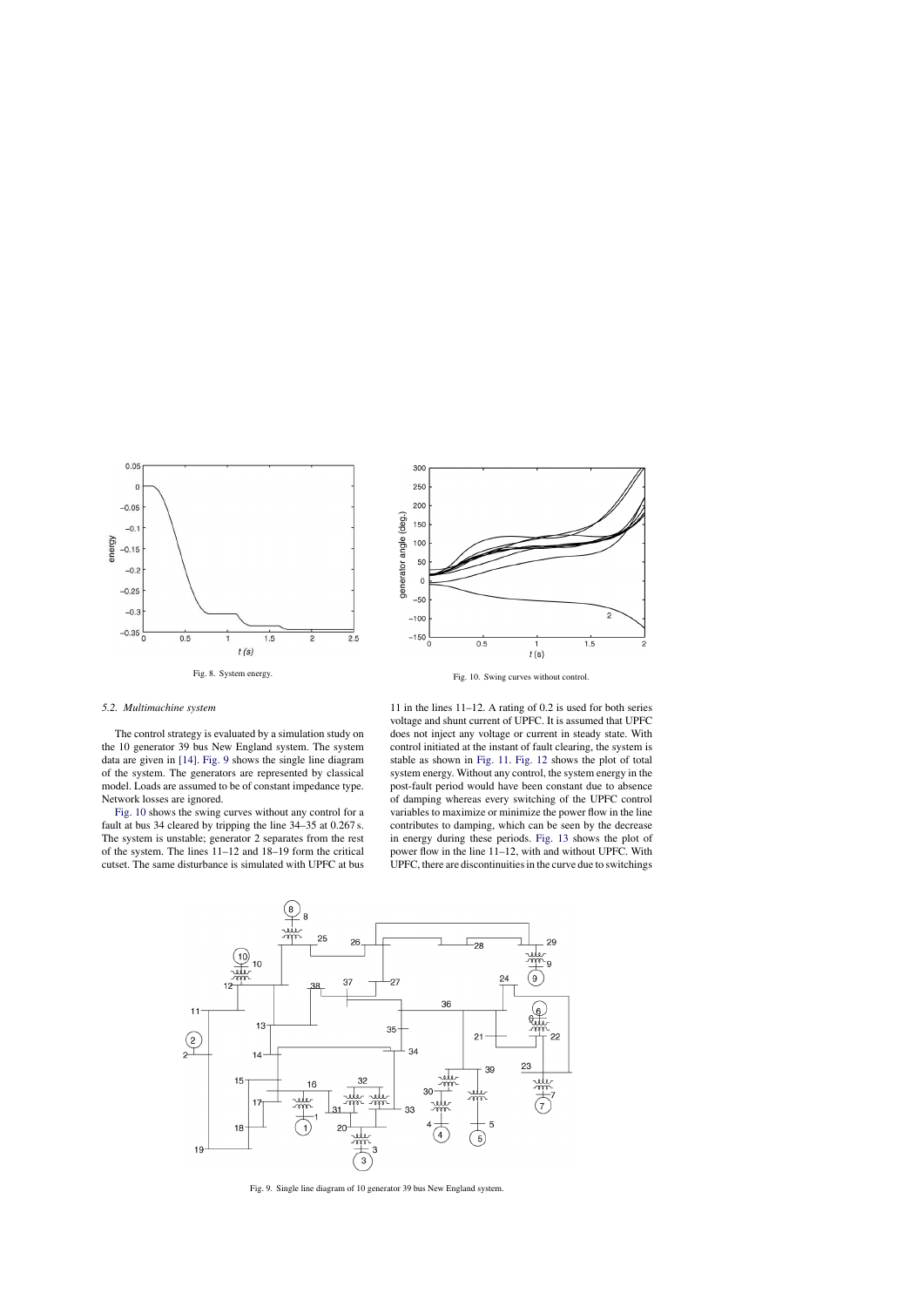Fig. 8. System energy.

Fig. 10. Swing curves without control.

### 5.2. Multimachine system

The control strategy is evaluated by a simulation study on the 10 generator 39 bus New England system. The system data are given in [14]. Fig. 9 shows the single line diagram of the system. The generators are represented by classical model. Loads are assumed to be of constant impedance type. Network losses are ignored.

Fig. 10 shows the swing curves without any control for a fault at bus 34 cleared by tripping the line 34–35 at 0.267 s. The system is unstable; generator 2 separates from the rest of the system. The lines 11–12 and 18–19 form the critical cutset. The same disturbance is simulated with UPFC at bus 11 in the lines 11–12. A rating of 0.2 is used for both series voltage and shunt current of UPFC. It is assumed that UPFC does not inject any voltage or current in steady state. With control initiated at the instant of fault clearing, the system is stable as shown in Fig. 11. Fig. 12 shows the plot of total system energy. Without any control, the system energy in the post-fault period would have been constant due to absence of damping whereas every switching of the UPFC control variables to maximize or minimize the power flow in the line contributes to damping, which can be seen by the decrease in energy during these periods. Fig. 13 shows the plot of power flow in the line 11–12, with and without UPFC. With UPFC, there are discontinuities in the curve due to switchings

Fig. 9. Single line diagram of 10 generator 39 bus New England system.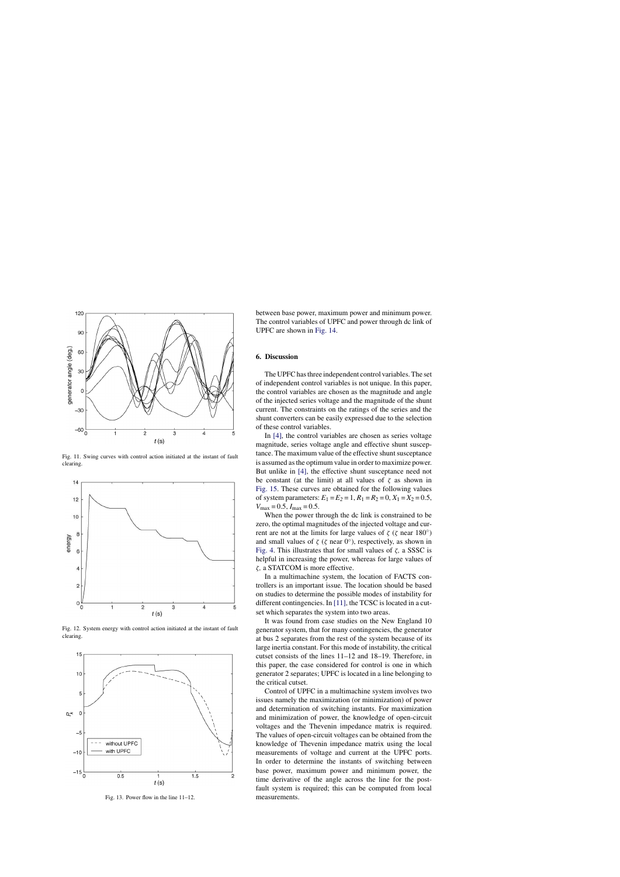Fig. 11. Swing curves with control action initiated at the instant of fault clearing.

Fig. 12. System energy with control action initiated at the instant of fault clearing.

Fig. 13. Power flow in the line 11–12.

between base power, maximum power and minimum power. The control variables of UPFC and power through dc link of UPFC are shown in Fig. 14.

## 6. Discussion

The UPFC has three independent control variables. The set of independent control variables is not unique. In this paper, the control variables are chosen as the magnitude and angle of the injected series voltage and the magnitude of the shunt current. The constraints on the ratings of the series and the shunt converters can be easily expressed due to the selection of these control variables.

In [4], the control variables are chosen as series voltage magnitude, series voltage angle and effective shunt susceptance. The maximum value of the effective shunt susceptance is assumed as the optimum value in order to maximize power. But unlike in [4], the effective shunt susceptance need not be constant (at the limit) at all values of $\zeta$ as shown in Fig. 15. These curves are obtained for the following values of system parameters: $E_1 = E_2 = 1$, $R_1 = R_2 = 0$, $X_1 = X_2 = 0.5$, $V_{\max} = 0.5$, $I_{\max} = 0.5$.

When the power through the dc link is constrained to be zero, the optimal magnitudes of the injected voltage and current are not at the limits for large values of $\zeta$ ($\zeta$ near 180°) and small values of $\zeta$ ($\zeta$ near 0°), respectively, as shown in Fig. 4. This illustrates that for small values of $\zeta$, a SSSC is helpful in increasing the power, whereas for large values of $\zeta$, a STATCOM is more effective.

In a multimachine system, the location of FACTS controllers is an important issue. The location should be based on studies to determine the possible modes of instability for different contingencies. In [11], the TCSC is located in a cutset which separates the system into two areas.

It was found from case studies on the New England 10 generator system, that for many contingencies, the generator at bus 2 separates from the rest of the system because of its large inertia constant. For this mode of instability, the critical cutset consists of the lines 11–12 and 18–19. Therefore, in this paper, the case considered for control is one in which generator 2 separates; UPFC is located in a line belonging to the critical cutset.

Control of UPFC in a multimachine system involves two issues namely the maximization (or minimization) of power and determination of switching instants. For maximization and minimization of power, the knowledge of open-circuit voltages and the Thevenin impedance matrix is required. The values of open-circuit voltages can be obtained from the knowledge of Thevenin impedance matrix using the local measurements of voltage and current at the UPFC ports. In order to determine the instants of switching between base power, maximum power and minimum power, the time derivative of the angle across the line for the post-fault system is required; this can be computed from local measurements.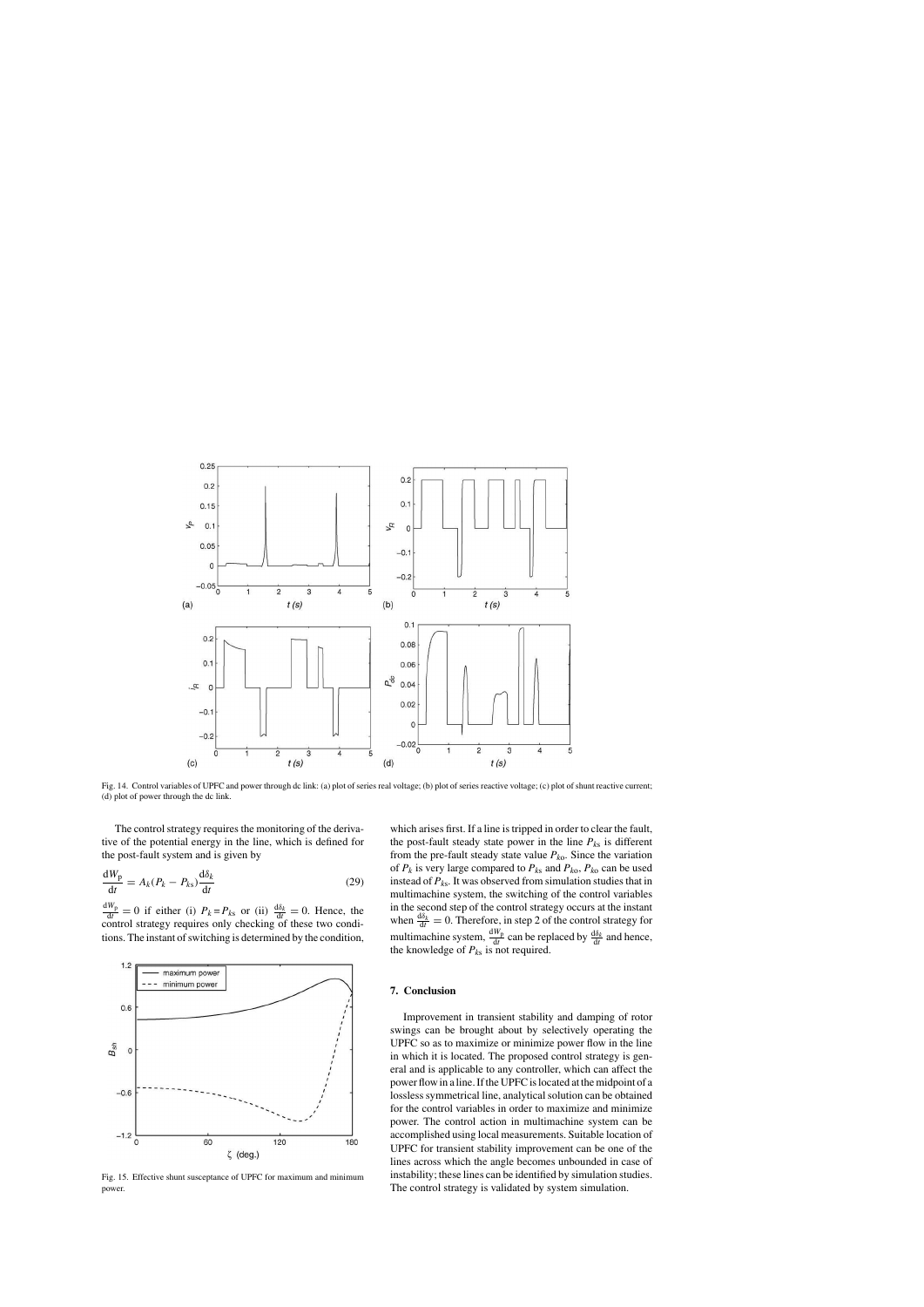Fig. 14. Control variables of UPFC and power through dc link: (a) plot of series real voltage; (b) plot of series reactive voltage; (c) plot of shunt reactive current; (d) plot of power through the dc link.

The control strategy requires the monitoring of the derivative of the potential energy in the line, which is defined for the post-fault system and is given by

$$\frac{\mathrm{d}W_{\mathrm{p}}}{\mathrm{d}t} = A_k(P_k - P_{k\mathrm{s}})\frac{\mathrm{d}\delta_k}{\mathrm{d}t} \tag{29}$$

$\frac{\mathrm{d}W_{\mathrm{p}}}{\mathrm{d}t} = 0$ if either (i) $P_k = P_{k\mathrm{s}}$ or (ii) $\frac{\mathrm{d}\delta_k}{\mathrm{d}t} = 0$. Hence, the control strategy requires only checking of these two conditions. The instant of switching is determined by the condition, which arises first. If a line is tripped in order to clear the fault, the post-fault steady state power in the line $P_{k\mathrm{s}}$ is different from the pre-fault steady state value $P_{k\mathrm{o}}$. Since the variation of $P_k$ is very large compared to $P_{k\mathrm{s}}$ and $P_{k\mathrm{o}}$, $P_{k\mathrm{o}}$ can be used instead of $P_{k\mathrm{s}}$. It was observed from simulation studies that in multimachine system, the switching of the control variables in the second step of the control strategy occurs at the instant when $\frac{\mathrm{d}\delta_k}{\mathrm{d}t} = 0$. Therefore, in step 2 of the control strategy for multimachine system, $\frac{\mathrm{d}W_p}{\mathrm{d}t}$ can be replaced by $\frac{\mathrm{d}\delta_k}{\mathrm{d}t}$ and hence, the knowledge of $P_{k\mathrm{s}}$ is not required.

Fig. 15. Effective shunt susceptance of UPFC for maximum and minimum power.

## 7. Conclusion

Improvement in transient stability and damping of rotor swings can be brought about by selectively operating the UPFC so as to maximize or minimize power flow in the line in which it is located. The proposed control strategy is general and is applicable to any controller, which can affect the power flow in a line. If the UPFC is located at the midpoint of a lossless symmetrical line, analytical solution can be obtained for the control variables in order to maximize and minimize power. The control action in multimachine system can be accomplished using local measurements. Suitable location of UPFC for transient stability improvement can be one of the lines across which the angle becomes unbounded in case of instability; these lines can be identified by simulation studies. The control strategy is validated by system simulation.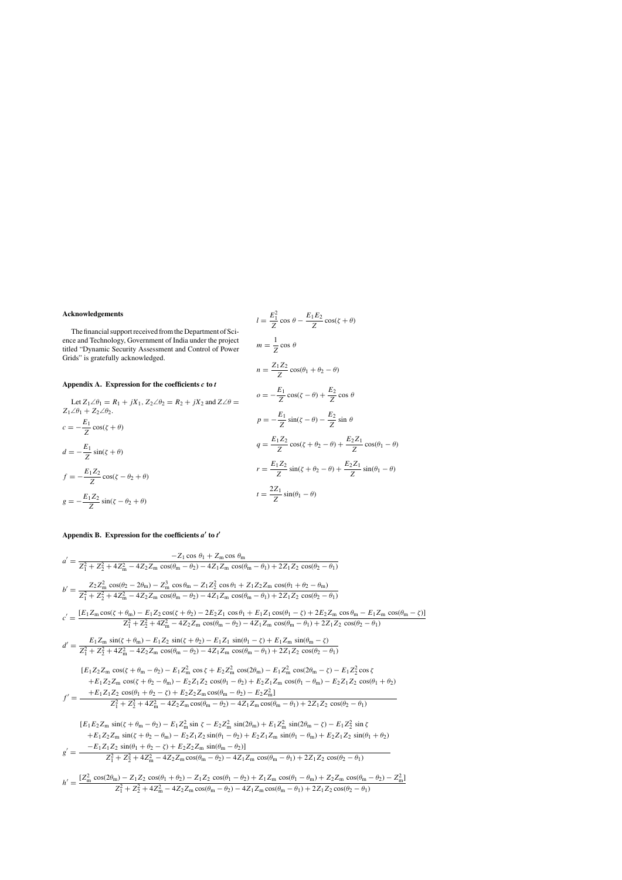## Acknowledgements

The financial support received from the Department of Science and Technology, Government of India under the project titled "Dynamic Security Assessment and Control of Power Grids" is gratefully acknowledged.

## Appendix A. Expression for the coefficients *c* to *t*

Let $Z_1\angle\theta_1 = R_1 + jX_1$, $Z_2\angle\theta_2 = R_2 + jX_2$ and $Z\angle\theta = Z_1\angle\theta_1 + Z_2\angle\theta_2$.

$$c = -\frac{E_1}{Z}\cos(\zeta + \theta)$$

$$d = -\frac{E_1}{Z}\sin(\zeta + \theta)$$

$$f = -\frac{E_1 Z_2}{Z}\cos(\zeta - \theta_2 + \theta)$$

$$g = -\frac{E_1 Z_2}{Z}\sin(\zeta - \theta_2 + \theta)$$

$$l = \frac{E_1^2}{Z}\cos\theta - \frac{E_1 E_2}{Z}\cos(\zeta + \theta)$$

$$m = \frac{1}{Z}\cos\theta$$

$$n = \frac{Z_1 Z_2}{Z}\cos(\theta_1 + \theta_2 - \theta)$$

$$o = -\frac{E_1}{Z}\cos(\zeta - \theta) + \frac{E_2}{Z}\cos\theta$$

$$p = -\frac{E_1}{Z}\sin(\zeta - \theta) - \frac{E_2}{Z}\sin\theta$$

$$q = \frac{E_1 Z_2}{Z}\cos(\zeta + \theta_2 - \theta) + \frac{E_2 Z_1}{Z}\cos(\theta_1 - \theta)$$

$$r = \frac{E_1 Z_2}{Z}\sin(\zeta + \theta_2 - \theta) + \frac{E_2 Z_1}{Z}\sin(\theta_1 - \theta)$$

$$t = \frac{2Z_1}{Z}\sin(\theta_1 - \theta)$$

## Appendix B. Expression for the coefficients $a'$ to $t'$

$$a' = \frac{-Z_1\cos\theta_1 + Z_{\mathrm{m}}\cos\theta_{\mathrm{m}}}{Z_1^2 + Z_2^2 + 4Z_{\mathrm{m}}^2 - 4Z_2 Z_{\mathrm{m}}\cos(\theta_{\mathrm{m}} - \theta_2) - 4Z_1 Z_{\mathrm{m}}\cos(\theta_{\mathrm{m}} - \theta_1) + 2Z_1 Z_2\cos(\theta_2 - \theta_1)}$$

$$b' = \frac{Z_2 Z_{\mathrm{m}}^2\cos(\theta_2 - 2\theta_{\mathrm{m}}) - Z_{\mathrm{m}}^3\cos\theta_{\mathrm{m}} - Z_1 Z_2^2\cos\theta_1 + Z_1 Z_2 Z_{\mathrm{m}}\cos(\theta_1 + \theta_2 - \theta_{\mathrm{m}})}{Z_1^2 + Z_2^2 + 4Z_{\mathrm{m}}^2 - 4Z_2 Z_{\mathrm{m}}\cos(\theta_{\mathrm{m}} - \theta_2) - 4Z_1 Z_{\mathrm{m}}\cos(\theta_{\mathrm{m}} - \theta_1) + 2Z_1 Z_2\cos(\theta_2 - \theta_1)}$$

$$c' = \frac{[E_1 Z_{\mathrm{m}}\cos(\zeta + \theta_{\mathrm{m}}) - E_1 Z_2\cos(\zeta + \theta_2) - 2E_2 Z_1\cos\theta_1 + E_1 Z_1\cos(\theta_1 - \zeta) + 2E_2 Z_{\mathrm{m}}\cos\theta_{\mathrm{m}} - E_1 Z_{\mathrm{m}}\cos(\theta_{\mathrm{m}} - \zeta)]}{Z_1^2 + Z_2^2 + 4Z_{\mathrm{m}}^2 - 4Z_2 Z_{\mathrm{m}}\cos(\theta_{\mathrm{m}} - \theta_2) - 4Z_1 Z_{\mathrm{m}}\cos(\theta_{\mathrm{m}} - \theta_1) + 2Z_1 Z_2\cos(\theta_2 - \theta_1)}$$

$$d' = \frac{E_1 Z_{\mathrm{m}}\sin(\zeta + \theta_{\mathrm{m}}) - E_1 Z_2\sin(\zeta + \theta_2) - E_1 Z_1\sin(\theta_1 - \zeta) + E_1 Z_{\mathrm{m}}\sin(\theta_{\mathrm{m}} - \zeta)}{Z_1^2 + Z_2^2 + 4Z_{\mathrm{m}}^2 - 4Z_2 Z_{\mathrm{m}}\cos(\theta_{\mathrm{m}} - \theta_2) - 4Z_1 Z_{\mathrm{m}}\cos(\theta_{\mathrm{m}} - \theta_1) + 2Z_1 Z_2\cos(\theta_2 - \theta_1)}$$

$$f' = \frac{\begin{aligned}&[E_1 Z_2 Z_{\mathrm{m}}\cos(\zeta + \theta_{\mathrm{m}} - \theta_2) - E_1 Z_{\mathrm{m}}^2\cos\zeta + E_2 Z_{\mathrm{m}}^2\cos(2\theta_{\mathrm{m}}) - E_1 Z_{\mathrm{m}}^2\cos(2\theta_{\mathrm{m}} - \zeta) - E_1 Z_2^2\cos\zeta \\ &+ E_1 Z_2 Z_{\mathrm{m}}\cos(\zeta + \theta_2 - \theta_{\mathrm{m}}) - E_2 Z_1 Z_2\cos(\theta_1 - \theta_2) + E_2 Z_1 Z_{\mathrm{m}}\cos(\theta_1 - \theta_{\mathrm{m}}) - E_2 Z_1 Z_2\cos(\theta_1 + \theta_2) \\ &+ E_1 Z_1 Z_2\cos(\theta_1 + \theta_2 - \zeta) + E_2 Z_2 Z_{\mathrm{m}}\cos(\theta_{\mathrm{m}} - \theta_2) - E_2 Z_{\mathrm{m}}^2]\end{aligned}}{Z_1^2 + Z_2^2 + 4Z_{\mathrm{m}}^2 - 4Z_2 Z_{\mathrm{m}}\cos(\theta_{\mathrm{m}} - \theta_2) - 4Z_1 Z_{\mathrm{m}}\cos(\theta_{\mathrm{m}} - \theta_1) + 2Z_1 Z_2\cos(\theta_2 - \theta_1)}$$

$$g' = \frac{\begin{aligned}&[E_1 E_2 Z_{\mathrm{m}}\sin(\zeta + \theta_{\mathrm{m}} - \theta_2) - E_1 Z_{\mathrm{m}}^2\sin\zeta - E_2 Z_{\mathrm{m}}^2\sin(2\theta_{\mathrm{m}}) + E_1 Z_{\mathrm{m}}^2\sin(2\theta_{\mathrm{m}} - \zeta) - E_1 Z_2^2\sin\zeta \\ &+ E_1 Z_2 Z_{\mathrm{m}}\sin(\zeta + \theta_2 - \theta_{\mathrm{m}}) - E_2 Z_1 Z_2\sin(\theta_1 - \theta_2) + E_2 Z_1 Z_{\mathrm{m}}\sin(\theta_1 - \theta_{\mathrm{m}}) + E_2 Z_1 Z_2\sin(\theta_1 + \theta_2) \\ &- E_1 Z_1 Z_2\sin(\theta_1 + \theta_2 - \zeta) + E_2 Z_2 Z_{\mathrm{m}}\sin(\theta_{\mathrm{m}} - \theta_2)]\end{aligned}}{Z_1^2 + Z_2^2 + 4Z_{\mathrm{m}}^2 - 4Z_2 Z_{\mathrm{m}}\cos(\theta_{\mathrm{m}} - \theta_2) - 4Z_1 Z_{\mathrm{m}}\cos(\theta_{\mathrm{m}} - \theta_1) + 2Z_1 Z_2\cos(\theta_2 - \theta_1)}$$

$$h' = \frac{[Z_{\mathrm{m}}^2\cos(2\theta_{\mathrm{m}}) - Z_1 Z_2\cos(\theta_1 + \theta_2) - Z_1 Z_2\cos(\theta_1 - \theta_2) + Z_1 Z_{\mathrm{m}}\cos(\theta_1 - \theta_{\mathrm{m}}) + Z_2 Z_{\mathrm{m}}\cos(\theta_{\mathrm{m}} - \theta_2) - Z_{\mathrm{m}}^2]}{Z_1^2 + Z_2^2 + 4Z_{\mathrm{m}}^2 - 4Z_2 Z_{\mathrm{m}}\cos(\theta_{\mathrm{m}} - \theta_2) - 4Z_1 Z_{\mathrm{m}}\cos(\theta_{\mathrm{m}} - \theta_1) + 2Z_1 Z_2\cos(\theta_2 - \theta_1)}$$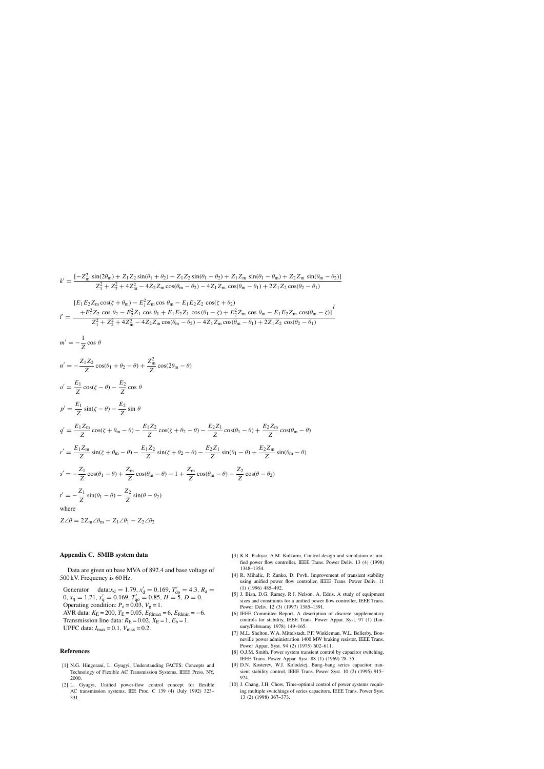$$k' = \frac{[-Z_{\rm m}^2\sin(2\theta_{\rm m}) + Z_1Z_2\sin(\theta_1+\theta_2) - Z_1Z_2\sin(\theta_1-\theta_2) + Z_1Z_{\rm m}\sin(\theta_1-\theta_{\rm m}) + Z_2Z_{\rm m}\sin(\theta_{\rm m}-\theta_2)]}{Z_1^2+Z_2^2+4Z_{\rm m}^2 - 4Z_2Z_{\rm m}\cos(\theta_{\rm m}-\theta_2) - 4Z_1Z_{\rm m}\cos(\theta_{\rm m}-\theta_1) + 2Z_1Z_2\cos(\theta_2-\theta_1)}$$

$$l' = \frac{\begin{array}{l}[E_1E_2Z_{\rm m}\cos(\zeta+\theta_{\rm m}) - E_1^2Z_{\rm m}\cos\theta_{\rm m} - E_1E_2Z_2\cos(\zeta+\theta_2) \\ \quad + E_1^2Z_2\cos\theta_2 - E_2^2Z_1\cos\theta_1 + E_1E_2Z_1\cos(\theta_1-\zeta) + E_2^2Z_{\rm m}\cos\theta_{\rm m} - E_1E_2Z_{\rm m}\cos(\theta_{\rm m}-\zeta)]^{l}\end{array}}{Z_1^2+Z_2^2+4Z_{\rm m}^2 - 4Z_2Z_{\rm m}\cos(\theta_{\rm m}-\theta_2) - 4Z_1Z_{\rm m}\cos(\theta_{\rm m}-\theta_1) + 2Z_1Z_2\cos(\theta_2-\theta_1)}$$

$$m' = -\frac{1}{Z}\cos\theta$$

$$n' = -\frac{Z_1Z_2}{Z}\cos(\theta_1+\theta_2-\theta) + \frac{Z_{\rm m}^2}{Z}\cos(2\theta_{\rm m}-\theta)$$

$$o' = \frac{E_1}{Z}\cos(\zeta-\theta) - \frac{E_2}{Z}\cos\theta$$

$$p' = \frac{E_1}{Z}\sin(\zeta-\theta) - \frac{E_2}{Z}\sin\theta$$

$$q' = \frac{E_1Z_{\rm m}}{Z}\cos(\zeta+\theta_{\rm m}-\theta) - \frac{E_1Z_2}{Z}\cos(\zeta+\theta_2-\theta) - \frac{E_2Z_1}{Z}\cos(\theta_1-\theta) + \frac{E_2Z_{\rm m}}{Z}\cos(\theta_{\rm m}-\theta)$$

$$r' = \frac{E_1Z_{\rm m}}{Z}\sin(\zeta+\theta_{\rm m}-\theta) - \frac{E_1Z_2}{Z}\sin(\zeta+\theta_2-\theta) - \frac{E_2Z_1}{Z}\sin(\theta_1-\theta) + \frac{E_2Z_{\rm m}}{Z}\sin(\theta_{\rm m}-\theta)$$

$$s' = -\frac{Z_1}{Z}\cos(\theta_1-\theta) + \frac{Z_{\rm m}}{Z}\cos(\theta_{\rm m}-\theta) - 1 + \frac{Z_{\rm m}}{Z}\cos(\theta_{\rm m}-\theta) - \frac{Z_2}{Z}\cos(\theta-\theta_2)$$

$$t' = -\frac{Z_1}{Z}\sin(\theta_1-\theta) - \frac{Z_2}{Z}\sin(\theta-\theta_2)$$

where

$$Z\angle\theta = 2Z_{\rm m}\angle\theta_{\rm m} - Z_1\angle\theta_1 - Z_2\angle\theta_2$$

## Appendix C. SMIB system data

Data are given on base MVA of 892.4 and base voltage of 500 kV. Frequency is 60 Hz.

Generator data: $x_{\rm d} = 1.79$, $x'_{\rm d} = 0.169$, $T'_{\rm do} = 4.3$, $R_{\rm a} = 0$, $x_{\rm q} = 1.71$, $x'_{\rm q} = 0.169$, $T'_{\rm qo} = 0.85$, $H = 5$, $D = 0$.
Operating condition: $P_{\rm e} = 0.03$, $V_{\rm g} = 1$.
AVR data: $K_{\rm E} = 200$, $T_{\rm E} = 0.05$, $E_{\rm fdmax} = 6$, $E_{\rm fdmin} = -6$.
Transmission line data: $R_{\rm E} = 0.02$, $X_{\rm E} = 1$, $E_{\rm b} = 1$.
UPFC data: $I_{\max} = 0.1$, $V_{\max} = 0.2$.

## References

[1] N.G. Hingorani, L. Gyugyi, Understanding FACTS: Concepts and Technology of Flexible AC Transmission Systems, IEEE Press, NY, 2000.

[2] L. Gyugyi, Unified power-flow control concept for flexible AC transmission systems, IEE Proc. C 139 (4) (July 1992) 323–331.

[3] K.R. Padiyar, A.M. Kulkarni, Control design and simulation of unified power flow controller, IEEE Trans. Power Deliv. 13 (4) (1998) 1348–1354.

[4] R. Mihalic, P. Zunko, D. Povh, Improvement of transient stability using unified power flow controller, IEEE Trans. Power Deliv. 11 (1) (1996) 485–492.

[5] J. Bian, D.G. Ramey, R.J. Nelson, A. Edris, A study of equipment sizes and constraints for a unified power flow controller, IEEE Trans. Power Deliv. 12 (3) (1997) 1385–1391.

[6] IEEE Committee Report, A description of discrete supplementary controls for stability, IEEE Trans. Power Appar. Syst. 97 (1) (January/Februaray 1978) 149–165.

[7] M.L. Shelton, W.A. Mittelstadt, P.F. Winkleman, W.L. Bellerby, Bonneville power administration 1400 MW braking resistor, IEEE Trans. Power Appar. Syst. 94 (2) (1975) 602–611.

[8] O.J.M. Smith, Power system transient control by capacitor switching, IEEE Trans. Power Appar. Syst. 88 (1) (1969) 28–35.

[9] D.N. Kosterev, W.J. Kolodziej, Bang–bang series capacitor transient stability control, IEEE Trans. Power Syst. 10 (2) (1995) 915–924.

[10] J. Chang, J.H. Chow, Time-optimal control of power systems requiring multiple switchings of series capacitors, IEEE Trans. Power Syst. 13 (2) (1998) 367–373.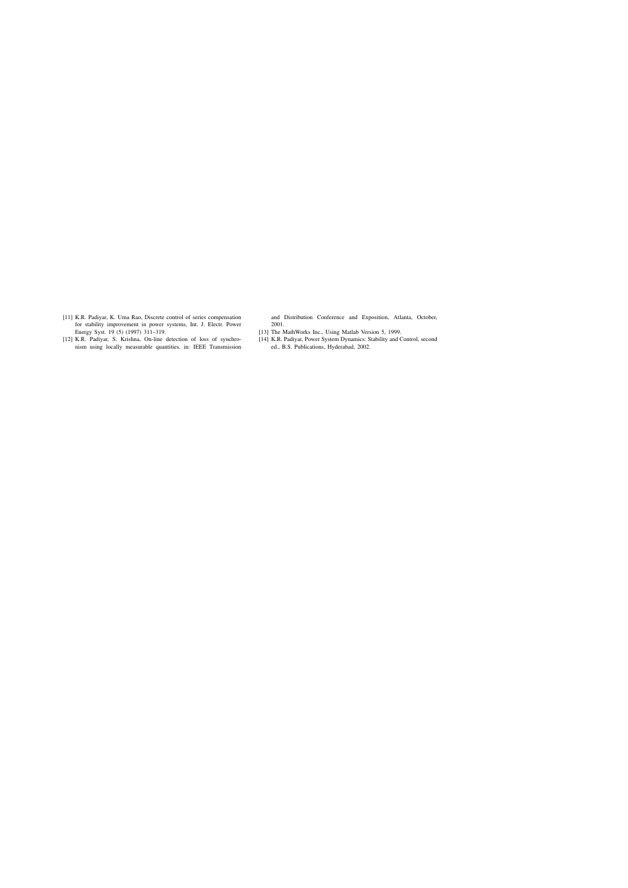[11] K.R. Padiyar, K. Uma Rao, Discrete control of series compensation for stability improvement in power systems, Int. J. Electr. Power Energy Syst. 19 (5) (1997) 311–319.

[12] K.R. Padiyar, S. Krishna, On-line detection of loss of synchronism using locally measurable quantities, in: IEEE Transmission and Distribution Conference and Exposition, Atlanta, October, 2001.

[13] The MathWorks Inc., Using Matlab Version 5, 1999.

[14] K.R. Padiyar, Power System Dynamics: Stability and Control, second ed., B.S. Publications, Hyderabad, 2002.